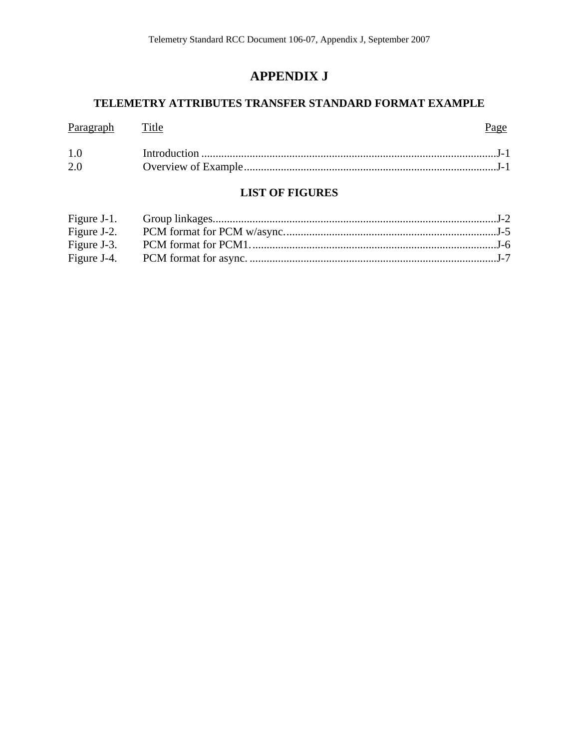# APPENDIX J

## TELEMETRY ATTRIBUTES TRANSFER STANDARD FORMAT EXAMPLE

| Paragraph | Title | Page |
|---|---|---|
| 1.0 | Introduction | J-1 |
| 2.0 | Overview of Example | J-1 |

### LIST OF FIGURES

| | | |
|---|---|---|
| Figure J-1. | Group linkages. | J-2 |
| Figure J-2. | PCM format for PCM w/async. | J-5 |
| Figure J-3. | PCM format for PCM1. | J-6 |
| Figure J-4. | PCM format for async. | J-7 |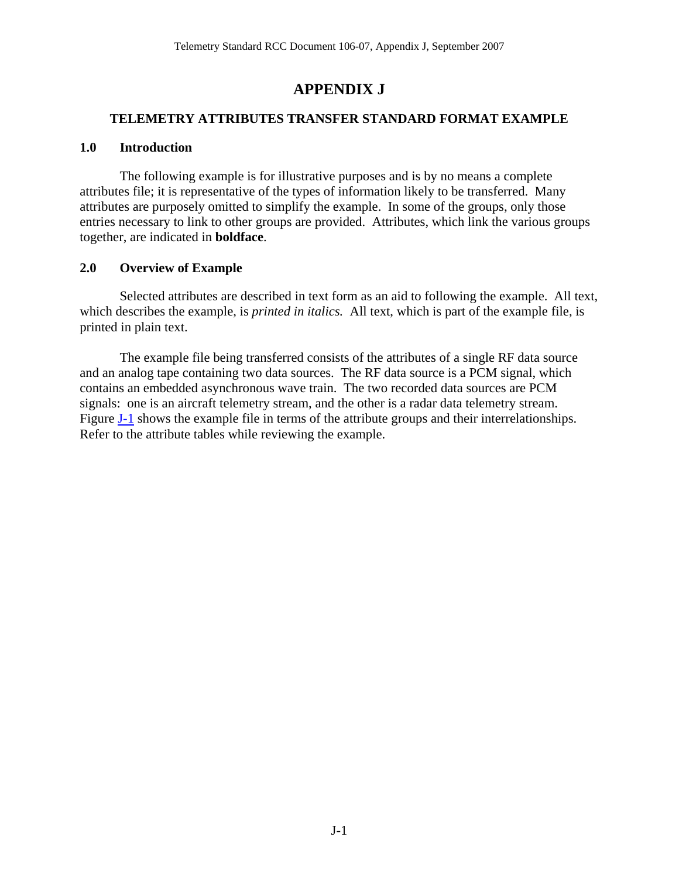# APPENDIX J

## TELEMETRY ATTRIBUTES TRANSFER STANDARD FORMAT EXAMPLE

### 1.0 Introduction

The following example is for illustrative purposes and is by no means a complete attributes file; it is representative of the types of information likely to be transferred. Many attributes are purposely omitted to simplify the example. In some of the groups, only those entries necessary to link to other groups are provided. Attributes, which link the various groups together, are indicated in **boldface**.

### 2.0 Overview of Example

Selected attributes are described in text form as an aid to following the example. All text, which describes the example, is *printed in italics.* All text, which is part of the example file, is printed in plain text.

The example file being transferred consists of the attributes of a single RF data source and an analog tape containing two data sources. The RF data source is a PCM signal, which contains an embedded asynchronous wave train. The two recorded data sources are PCM signals: one is an aircraft telemetry stream, and the other is a radar data telemetry stream. Figure J-1 shows the example file in terms of the attribute groups and their interrelationships. Refer to the attribute tables while reviewing the example.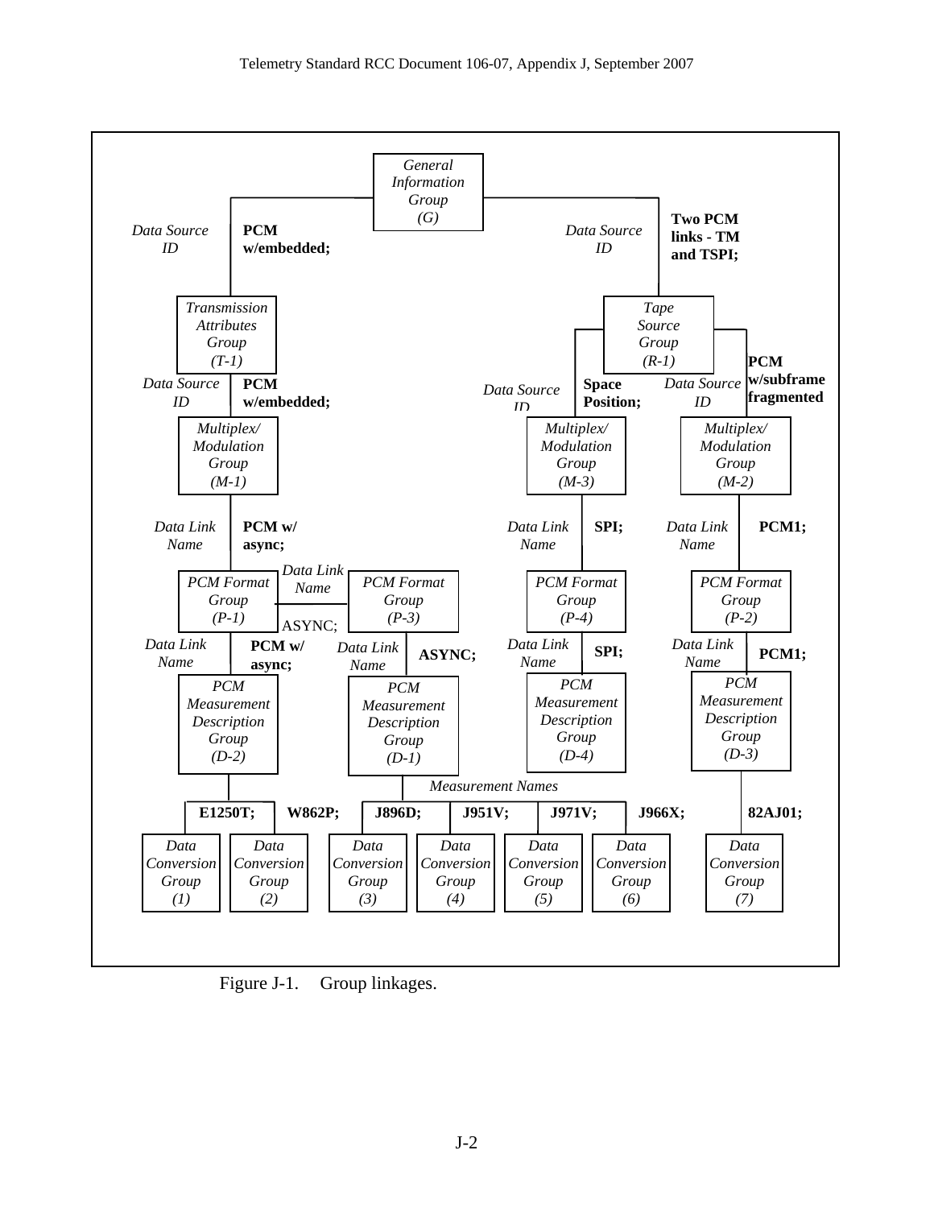- *General Information Group (G)*
  - *Data Source ID* — **PCM w/embedded;**
    - *Transmission Attributes Group (T-1)*
      - *Data Source ID* — **PCM w/embedded;**
        - *Multiplex/ Modulation Group (M-1)*
          - *Data Link Name* — **PCM w/ async;**
            - *PCM Format Group (P-1)*
              - *Data Link Name* — ASYNC;
                - *PCM Format Group (P-3)*
                  - *Data Link Name* — **ASYNC;**
                    - *PCM Measurement Description Group (D-1)*
                      - *Measurement Names*
                        - **J896D;** — *Data Conversion Group (3)*
                        - **J951V;** — *Data Conversion Group (4)*
                        - **J971V;** — *Data Conversion Group (5)*
                        - **J966X;** — *Data Conversion Group (6)*
              - *Data Link Name* — **PCM w/ async;**
                - *PCM Measurement Description Group (D-2)*
                  - **E1250T;** — *Data Conversion Group (1)*
                  - **W862P;** — *Data Conversion Group (2)*
  - *Data Source ID* — **Two PCM links - TM and TSPI;**
    - *Tape Source Group (R-1)*
      - *Data Source ID* — **Space Position;**
        - *Multiplex/ Modulation Group (M-3)*
          - *Data Link Name* — **SPI;**
            - *PCM Format Group (P-4)*
              - *Data Link Name* — **SPI;**
                - *PCM Measurement Description Group (D-4)*
      - *Data Source ID* — **PCM w/subframe fragmented**
        - *Multiplex/ Modulation Group (M-2)*
          - *Data Link Name* — **PCM1;**
            - *PCM Format Group (P-2)*
              - *Data Link Name* — **PCM1;**
                - *PCM Measurement Description Group (D-3)*
                  - **82AJ01;** — *Data Conversion Group (7)*

Figure J-1. Group linkages.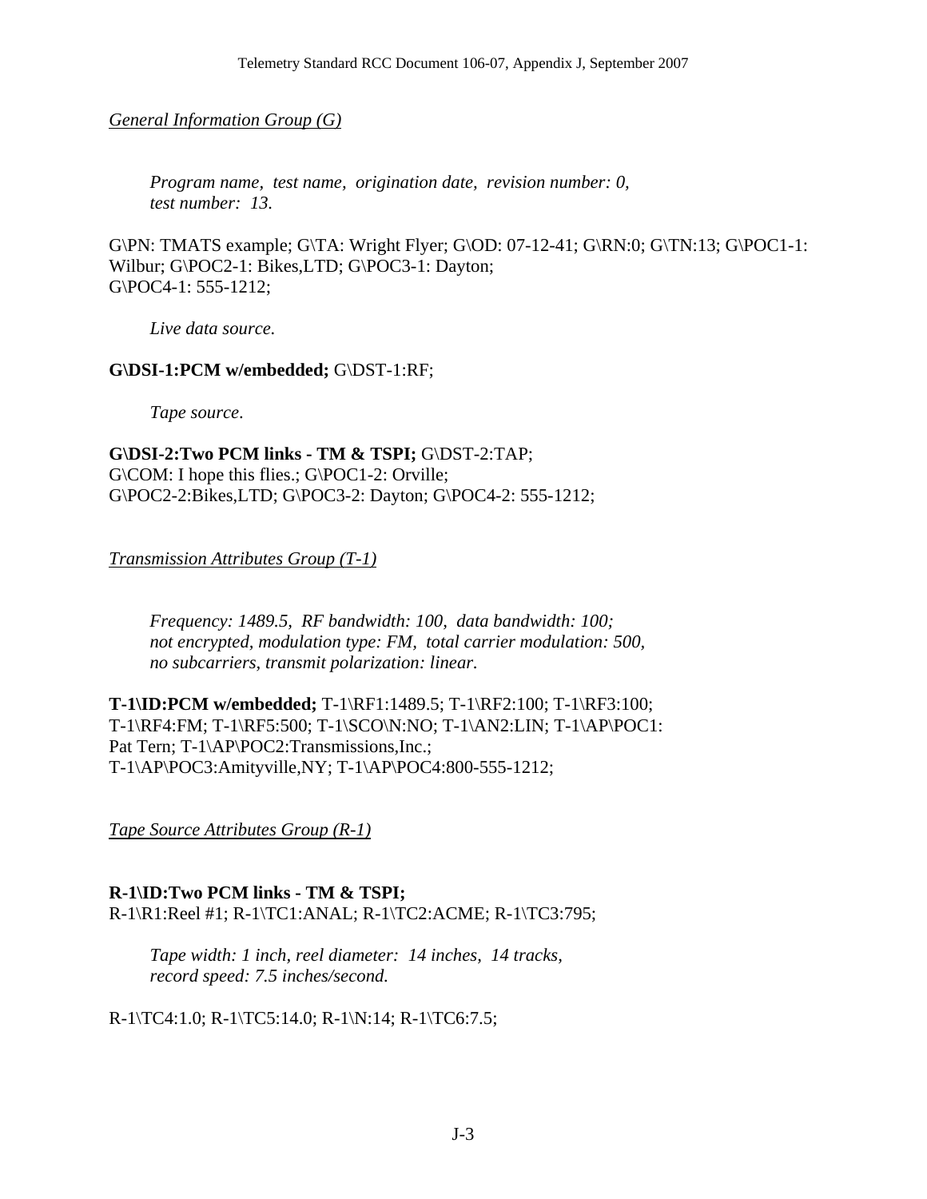*General Information Group (G)*

> *Program name, test name, origination date, revision number: 0, test number: 13.*

G\PN: TMATS example; G\TA: Wright Flyer; G\OD: 07-12-41; G\RN:0; G\TN:13; G\POC1-1: Wilbur; G\POC2-1: Bikes,LTD; G\POC3-1: Dayton; G\POC4-1: 555-1212;

> *Live data source.*

**G\DSI-1:PCM w/embedded;** G\DST-1:RF;

> *Tape source.*

**G\DSI-2:Two PCM links - TM & TSPI;** G\DST-2:TAP; G\COM: I hope this flies.; G\POC1-2: Orville; G\POC2-2:Bikes,LTD; G\POC3-2: Dayton; G\POC4-2: 555-1212;

*Transmission Attributes Group (T-1)*

> *Frequency: 1489.5, RF bandwidth: 100, data bandwidth: 100; not encrypted, modulation type: FM, total carrier modulation: 500, no subcarriers, transmit polarization: linear.*

**T-1\ID:PCM w/embedded;** T-1\RF1:1489.5; T-1\RF2:100; T-1\RF3:100; T-1\RF4:FM; T-1\RF5:500; T-1\SCO\N:NO; T-1\AN2:LIN; T-1\AP\POC1: Pat Tern; T-1\AP\POC2:Transmissions,Inc.; T-1\AP\POC3:Amityville,NY; T-1\AP\POC4:800-555-1212;

*Tape Source Attributes Group (R-1)*

**R-1\ID:Two PCM links - TM & TSPI;**
R-1\R1:Reel #1; R-1\TC1:ANAL; R-1\TC2:ACME; R-1\TC3:795;

> *Tape width: 1 inch, reel diameter: 14 inches, 14 tracks, record speed: 7.5 inches/second.*

R-1\TC4:1.0; R-1\TC5:14.0; R-1\N:14; R-1\TC6:7.5;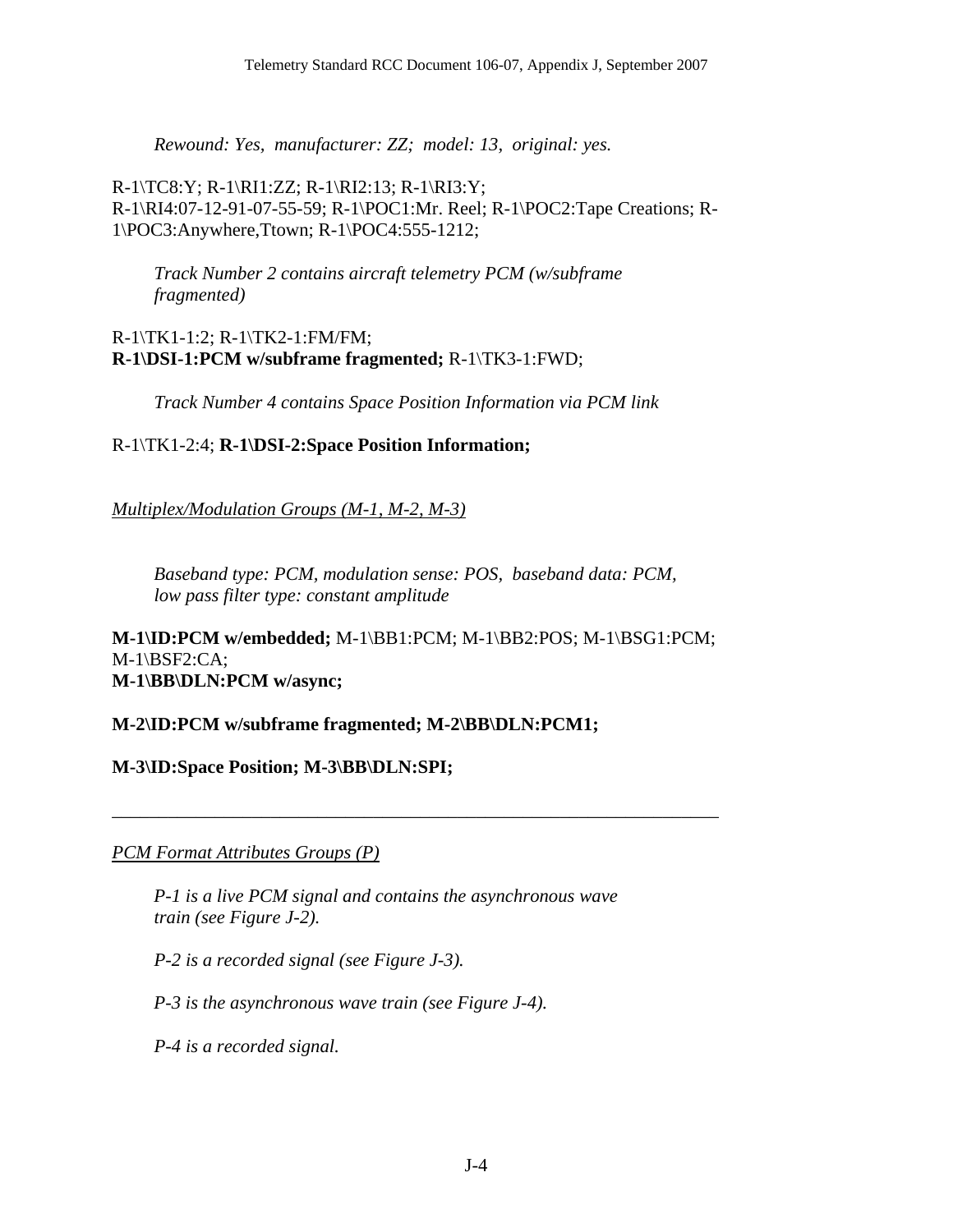*Rewound: Yes, manufacturer: ZZ; model: 13, original: yes.*

R-1\TC8:Y; R-1\RI1:ZZ; R-1\RI2:13; R-1\RI3:Y; R-1\RI4:07-12-91-07-55-59; R-1\POC1:Mr. Reel; R-1\POC2:Tape Creations; R-1\POC3:Anywhere,Ttown; R-1\POC4:555-1212;

*Track Number 2 contains aircraft telemetry PCM (w/subframe fragmented)*

R-1\TK1-1:2; R-1\TK2-1:FM/FM;
**R-1\DSI-1:PCM w/subframe fragmented;** R-1\TK3-1:FWD;

*Track Number 4 contains Space Position Information via PCM link*

R-1\TK1-2:4; **R-1\DSI-2:Space Position Information;**

*Multiplex/Modulation Groups (M-1, M-2, M-3)*

*Baseband type: PCM, modulation sense: POS, baseband data: PCM, low pass filter type: constant amplitude*

**M-1\ID:PCM w/embedded;** M-1\BB1:PCM; M-1\BB2:POS; M-1\BSG1:PCM; M-1\BSF2:CA;
**M-1\BB\DLN:PCM w/async;**

**M-2\ID:PCM w/subframe fragmented; M-2\BB\DLN:PCM1;**

**M-3\ID:Space Position; M-3\BB\DLN:SPI;**

---

*PCM Format Attributes Groups (P)*

*P-1 is a live PCM signal and contains the asynchronous wave train (see Figure J-2).*

*P-2 is a recorded signal (see Figure J-3).*

*P-3 is the asynchronous wave train (see Figure J-4).*

*P-4 is a recorded signal.*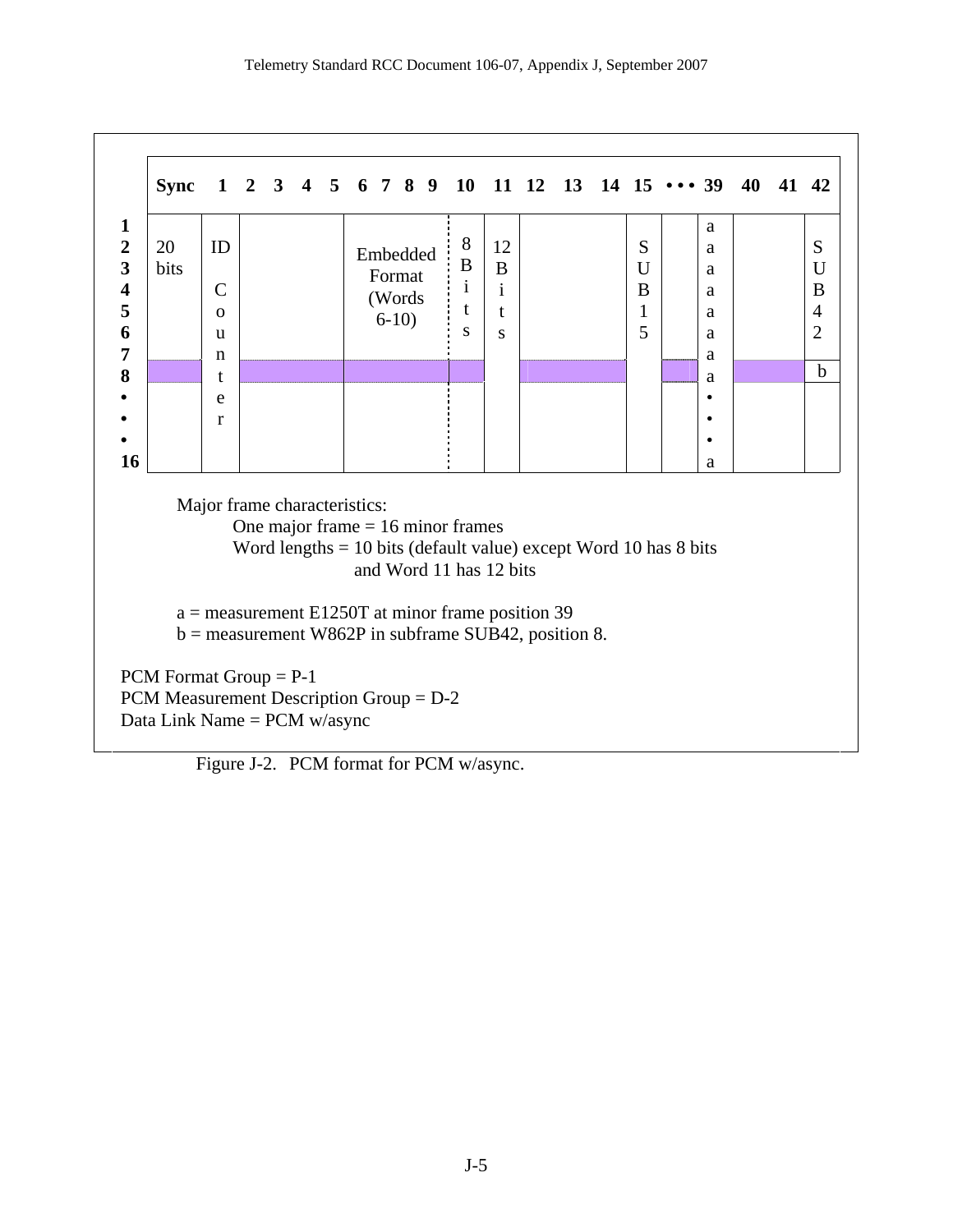| | Sync | 1 | 2 3 4 5 | 6 7 8 9 | 10 | 11 | 12 13 14 | 15 | • • • | 39 | 40 41 | 42 |
|---|---|---|---|---|---|---|---|---|---|---|---|---|
| 1 | 20 bits | ID Counter | | Embedded Format (Words 6-10) | 8 Bits | 12 Bits | | SUB15 | | a | | SUB42 |
| 2 | | | | | | | | | | a | | |
| 3 | | | | | | | | | | a | | |
| 4 | | | | | | | | | | a | | |
| 5 | | | | | | | | | | a | | |
| 6 | | | | | | | | | | a | | |
| 7 | | | | | | | | | | a | | |
| 8 | | | | | | | | | | a | | b |
| • | | | | | | | | | | • | | |
| • | | | | | | | | | | • | | |
| • | | | | | | | | | | • | | |
| 16 | | | | | | | | | | a | | |

Major frame characteristics:

One major frame = 16 minor frames

Word lengths = 10 bits (default value) except Word 10 has 8 bits and Word 11 has 12 bits

a = measurement E1250T at minor frame position 39

b = measurement W862P in subframe SUB42, position 8.

PCM Format Group = P-1

PCM Measurement Description Group = D-2

Data Link Name = PCM w/async

Figure J-2. PCM format for PCM w/async.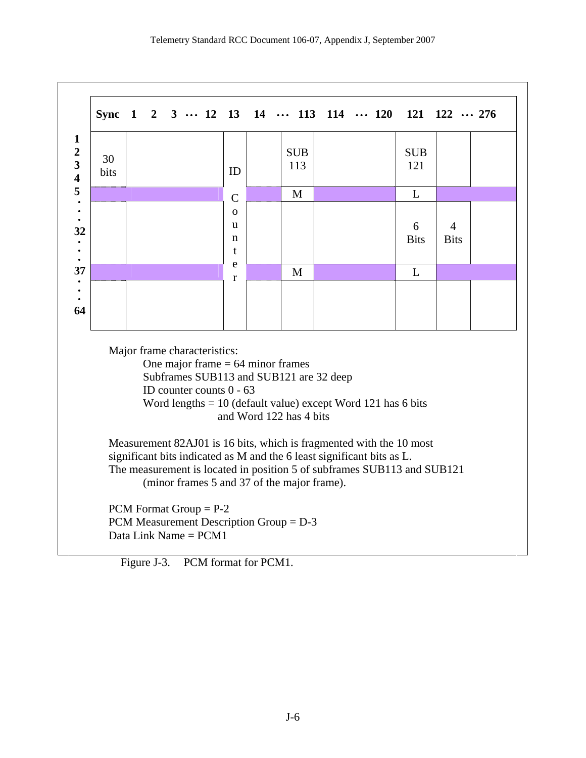| | Sync | 1 2 3 ··· 12 | 13 | 14 ··· | 113 | 114 ··· 120 | 121 | 122 | ··· 276 |
|---|---|---|---|---|---|---|---|---|---|
| 1 2 3 4 | 30 bits | | ID | | SUB 113 | | SUB 121 | | |
| 5 | | | C | | M | | L | | |
| · · 32 · · | | | o u n t | | | | 6 Bits | 4 Bits | |
| 37 | | | e r | | M | | L | | |
| · · · 64 | | | | | | | | | |

Major frame characteristics:

- One major frame = 64 minor frames
- Subframes SUB113 and SUB121 are 32 deep
- ID counter counts 0 - 63
- Word lengths = 10 (default value) except Word 121 has 6 bits and Word 122 has 4 bits

Measurement 82AJ01 is 16 bits, which is fragmented with the 10 most significant bits indicated as M and the 6 least significant bits as L.
The measurement is located in position 5 of subframes SUB113 and SUB121 (minor frames 5 and 37 of the major frame).

PCM Format Group = P-2
PCM Measurement Description Group = D-3
Data Link Name = PCM1

Figure J-3. PCM format for PCM1.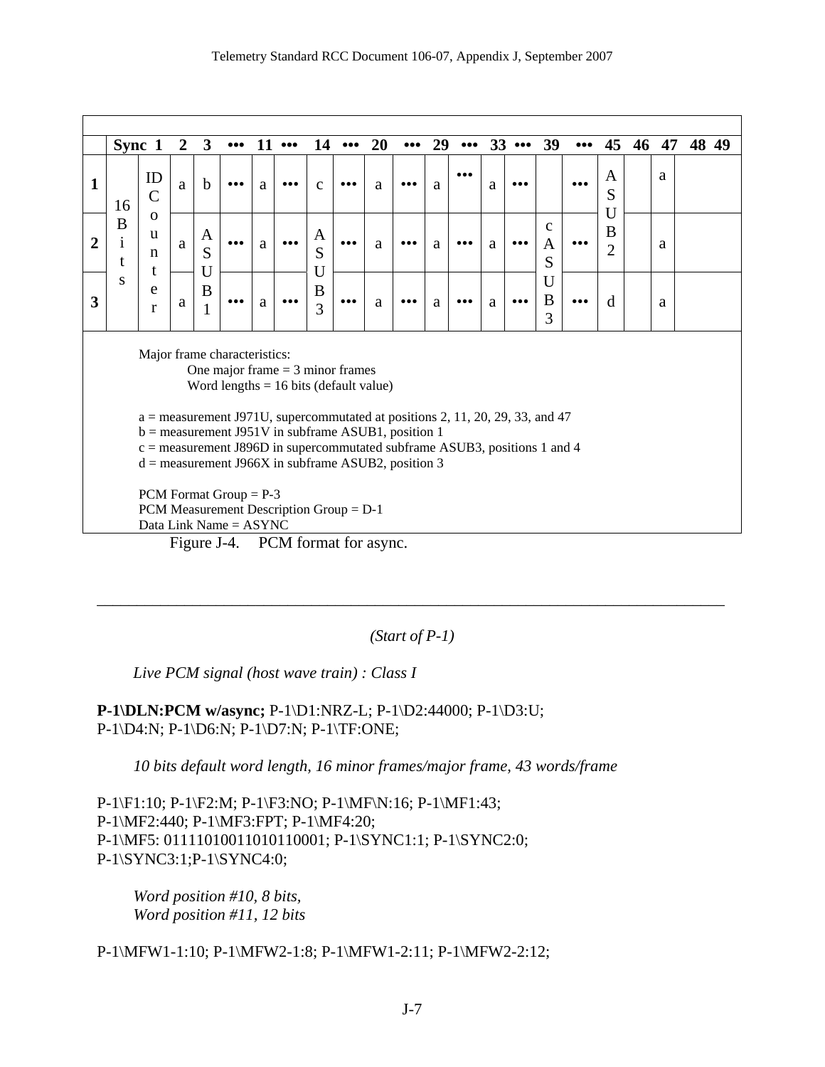| | Sync 1 | 2 | 3 | ••• | 11 | ••• | 14 | ••• | 20 | ••• | 29 | ••• | 33 | ••• | 39 | ••• | 45 | 46 | 47 | 48 49 |
|---|---|---|---|---|---|---|---|---|---|---|---|---|---|---|---|---|---|---|---|---|
| **1** | 16 Bits | ID Counter | a | b | ••• | a | ••• | c | ••• | a | ••• | a | ••• | a | ••• | | ••• | ASUB2 | | a | |
| **2** | | | a | ASUB1 | ••• | a | ••• | ASUB3 | ••• | a | ••• | a | ••• | a | ••• | c ASUB3 | ••• | | | a | |
| **3** | | | a | | ••• | a | ••• | | ••• | a | ••• | a | ••• | a | ••• | | ••• | d | | a | |

Major frame characteristics:
One major frame = 3 minor frames
Word lengths = 16 bits (default value)

a = measurement J971U, supercommutated at positions 2, 11, 20, 29, 33, and 47
b = measurement J951V in subframe ASUB1, position 1
c = measurement J896D in supercommutated subframe ASUB3, positions 1 and 4
d = measurement J966X in subframe ASUB2, position 3

PCM Format Group = P-3
PCM Measurement Description Group = D-1
Data Link Name = ASYNC

Figure J-4. PCM format for async.

---

*(Start of P-1)*

*Live PCM signal (host wave train) : Class I*

**P-1\DLN:PCM w/async;** P-1\D1:NRZ-L; P-1\D2:44000; P-1\D3:U;
P-1\D4:N; P-1\D6:N; P-1\D7:N; P-1\TF:ONE;

*10 bits default word length, 16 minor frames/major frame, 43 words/frame*

P-1\F1:10; P-1\F2:M; P-1\F3:NO; P-1\MF\N:16; P-1\MF1:43;
P-1\MF2:440; P-1\MF3:FPT; P-1\MF4:20;
P-1\MF5: 01111010011010110001; P-1\SYNC1:1; P-1\SYNC2:0;
P-1\SYNC3:1;P-1\SYNC4:0;

*Word position #10, 8 bits,*
*Word position #11, 12 bits*

P-1\MFW1-1:10; P-1\MFW2-1:8; P-1\MFW1-2:11; P-1\MFW2-2:12;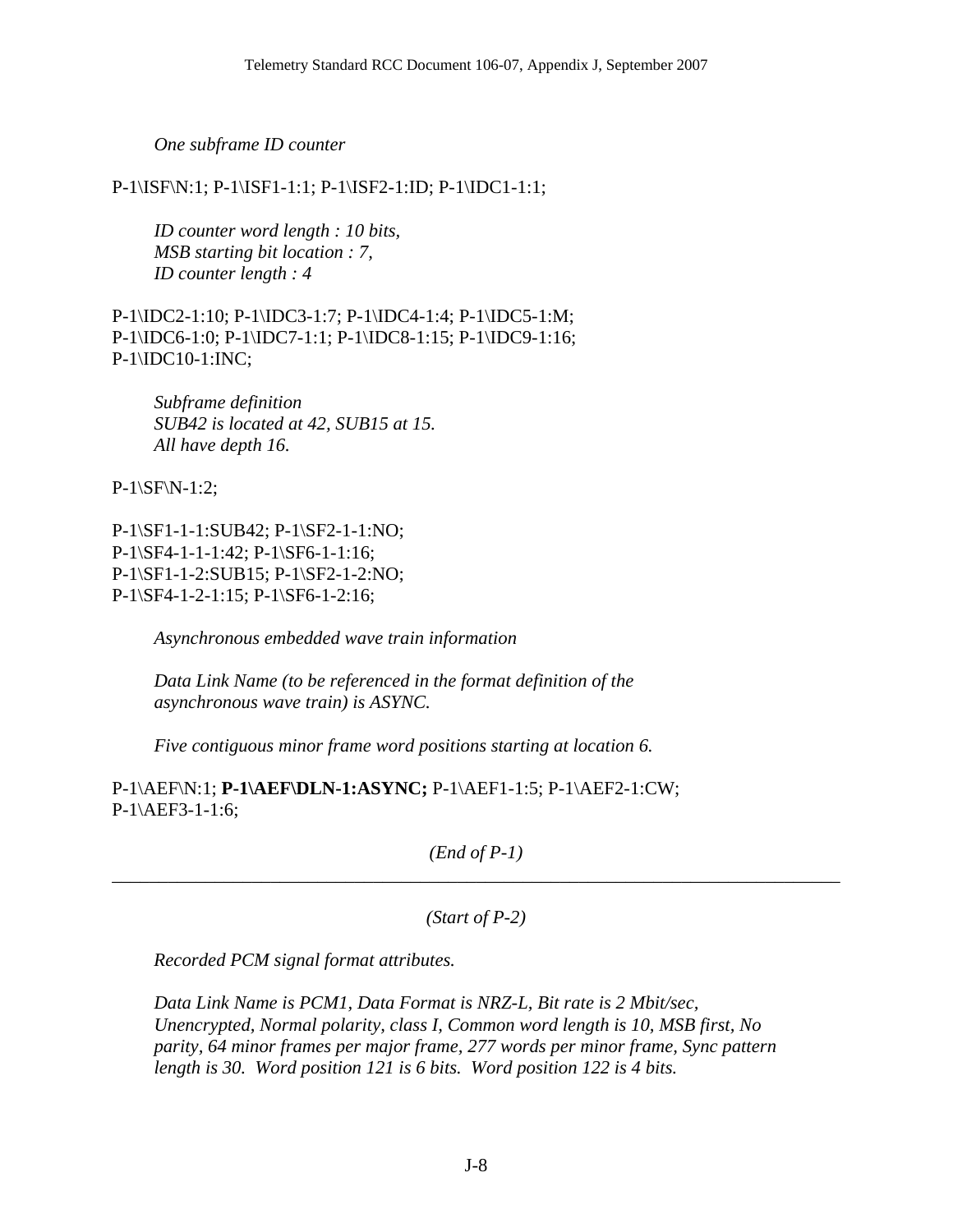*One subframe ID counter*

P-1\ISF\N:1; P-1\ISF1-1:1; P-1\ISF2-1:ID; P-1\IDC1-1:1;

*ID counter word length : 10 bits,*
*MSB starting bit location : 7,*
*ID counter length : 4*

P-1\IDC2-1:10; P-1\IDC3-1:7; P-1\IDC4-1:4; P-1\IDC5-1:M;
P-1\IDC6-1:0; P-1\IDC7-1:1; P-1\IDC8-1:15; P-1\IDC9-1:16;
P-1\IDC10-1:INC;

*Subframe definition*
*SUB42 is located at 42, SUB15 at 15.*
*All have depth 16.*

P-1\SF\N-1:2;

P-1\SF1-1-1:SUB42; P-1\SF2-1-1:NO;
P-1\SF4-1-1-1:42; P-1\SF6-1-1:16;
P-1\SF1-1-2:SUB15; P-1\SF2-1-2:NO;
P-1\SF4-1-2-1:15; P-1\SF6-1-2:16;

*Asynchronous embedded wave train information*

*Data Link Name (to be referenced in the format definition of the asynchronous wave train) is ASYNC.*

*Five contiguous minor frame word positions starting at location 6.*

P-1\AEF\N:1; **P-1\AEF\DLN-1:ASYNC;** P-1\AEF1-1:5; P-1\AEF2-1:CW;
P-1\AEF3-1-1:6;

*(End of P-1)*

---

*(Start of P-2)*

*Recorded PCM signal format attributes.*

*Data Link Name is PCM1, Data Format is NRZ-L, Bit rate is 2 Mbit/sec, Unencrypted, Normal polarity, class I, Common word length is 10, MSB first, No parity, 64 minor frames per major frame, 277 words per minor frame, Sync pattern length is 30. Word position 121 is 6 bits. Word position 122 is 4 bits.*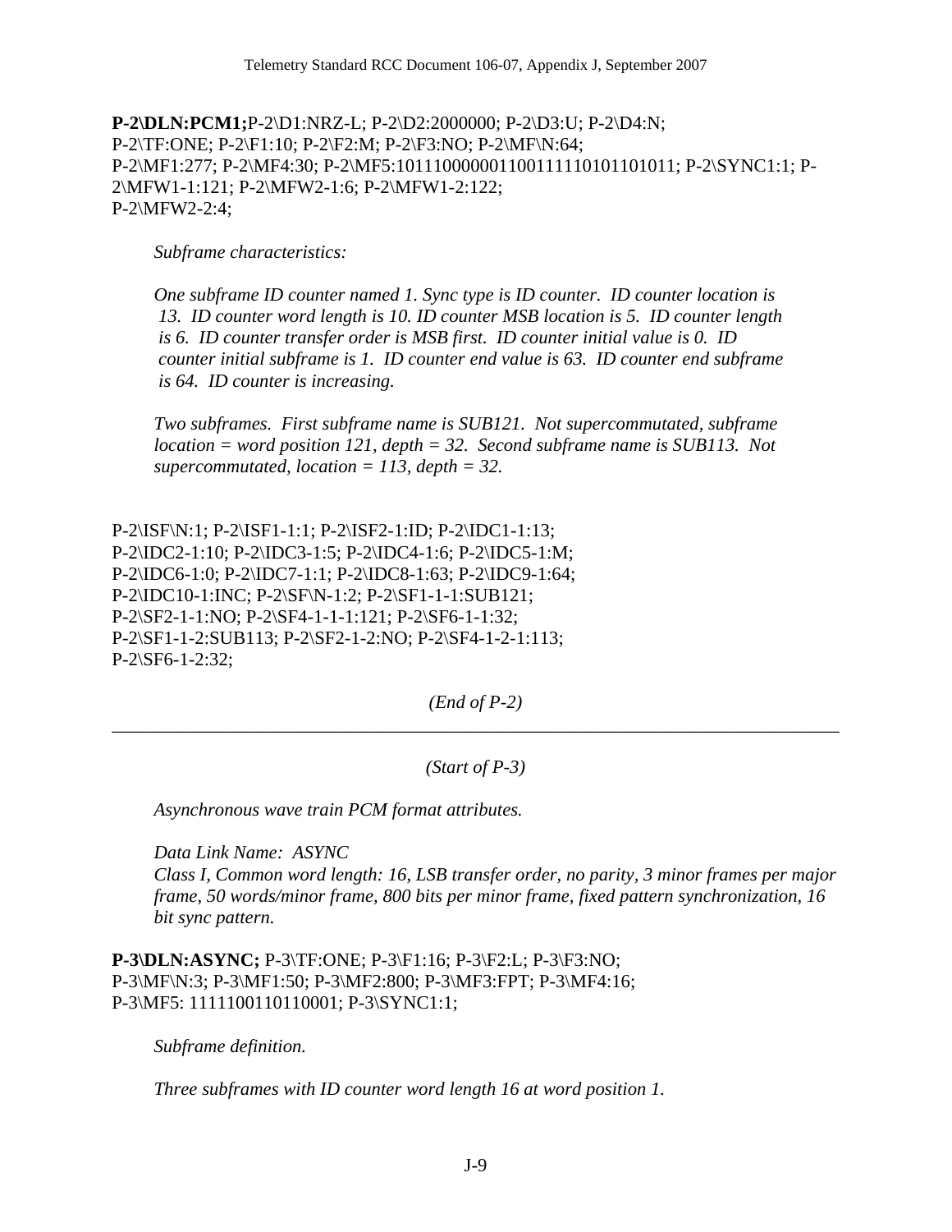**P-2\DLN:PCM1;**P-2\D1:NRZ-L; P-2\D2:2000000; P-2\D3:U; P-2\D4:N;
P-2\TF:ONE; P-2\F1:10; P-2\F2:M; P-2\F3:NO; P-2\MF\N:64;
P-2\MF1:277; P-2\MF4:30; P-2\MF5:101110000001100111110101101011; P-2\SYNC1:1; P-2\MFW1-1:121; P-2\MFW2-1:6; P-2\MFW1-2:122;
P-2\MFW2-2:4;

*Subframe characteristics:*

*One subframe ID counter named 1. Sync type is ID counter. ID counter location is 13. ID counter word length is 10. ID counter MSB location is 5. ID counter length is 6. ID counter transfer order is MSB first. ID counter initial value is 0. ID counter initial subframe is 1. ID counter end value is 63. ID counter end subframe is 64. ID counter is increasing.*

*Two subframes. First subframe name is SUB121. Not supercommutated, subframe location = word position 121, depth = 32. Second subframe name is SUB113. Not supercommutated, location = 113, depth = 32.*

P-2\ISF\N:1; P-2\ISF1-1:1; P-2\ISF2-1:ID; P-2\IDC1-1:13;
P-2\IDC2-1:10; P-2\IDC3-1:5; P-2\IDC4-1:6; P-2\IDC5-1:M;
P-2\IDC6-1:0; P-2\IDC7-1:1; P-2\IDC8-1:63; P-2\IDC9-1:64;
P-2\IDC10-1:INC; P-2\SF\N-1:2; P-2\SF1-1-1:SUB121;
P-2\SF2-1-1:NO; P-2\SF4-1-1-1:121; P-2\SF6-1-1:32;
P-2\SF1-1-2:SUB113; P-2\SF2-1-2:NO; P-2\SF4-1-2-1:113;
P-2\SF6-1-2:32;

*(End of P-2)*

---

*(Start of P-3)*

*Asynchronous wave train PCM format attributes.*

*Data Link Name: ASYNC*
*Class I, Common word length: 16, LSB transfer order, no parity, 3 minor frames per major frame, 50 words/minor frame, 800 bits per minor frame, fixed pattern synchronization, 16 bit sync pattern.*

**P-3\DLN:ASYNC;** P-3\TF:ONE; P-3\F1:16; P-3\F2:L; P-3\F3:NO;
P-3\MF\N:3; P-3\MF1:50; P-3\MF2:800; P-3\MF3:FPT; P-3\MF4:16;
P-3\MF5: 1111100110110001; P-3\SYNC1:1;

*Subframe definition.*

*Three subframes with ID counter word length 16 at word position 1.*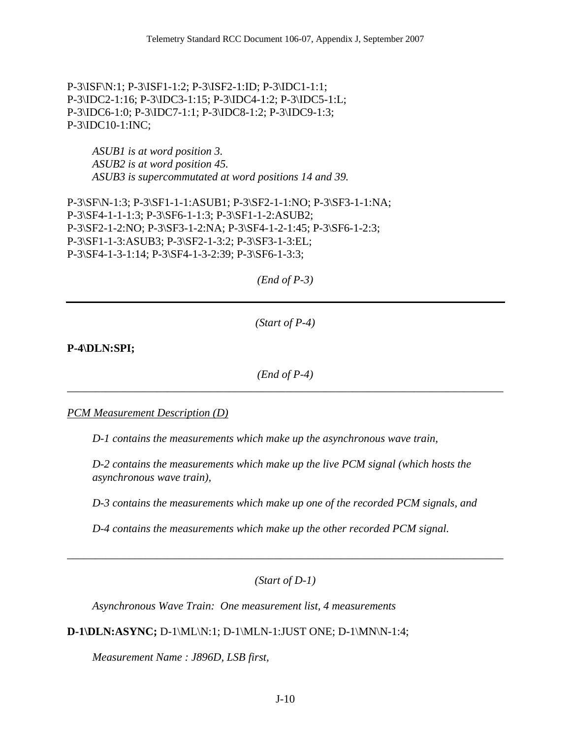P-3\ISF\N:1; P-3\ISF1-1:2; P-3\ISF2-1:ID; P-3\IDC1-1:1;
P-3\IDC2-1:16; P-3\IDC3-1:15; P-3\IDC4-1:2; P-3\IDC5-1:L;
P-3\IDC6-1:0; P-3\IDC7-1:1; P-3\IDC8-1:2; P-3\IDC9-1:3;
P-3\IDC10-1:INC;

*ASUB1 is at word position 3.*
*ASUB2 is at word position 45.*
*ASUB3 is supercommutated at word positions 14 and 39.*

P-3\SF\N-1:3; P-3\SF1-1-1:ASUB1; P-3\SF2-1-1:NO; P-3\SF3-1-1:NA;
P-3\SF4-1-1-1:3; P-3\SF6-1-1:3; P-3\SF1-1-2:ASUB2;
P-3\SF2-1-2:NO; P-3\SF3-1-2:NA; P-3\SF4-1-2-1:45; P-3\SF6-1-2:3;
P-3\SF1-1-3:ASUB3; P-3\SF2-1-3:2; P-3\SF3-1-3:EL;
P-3\SF4-1-3-1:14; P-3\SF4-1-3-2:39; P-3\SF6-1-3:3;

*(End of P-3)*

---

*(Start of P-4)*

**P-4\DLN:SPI;**

*(End of P-4)*

---

*PCM Measurement Description (D)*

*D-1 contains the measurements which make up the asynchronous wave train,*

*D-2 contains the measurements which make up the live PCM signal (which hosts the asynchronous wave train),*

*D-3 contains the measurements which make up one of the recorded PCM signals, and*

*D-4 contains the measurements which make up the other recorded PCM signal.*

---

*(Start of D-1)*

*Asynchronous Wave Train: One measurement list, 4 measurements*

**D-1\DLN:ASYNC;** D-1\ML\N:1; D-1\MLN-1:JUST ONE; D-1\MN\N-1:4;

*Measurement Name : J896D, LSB first,*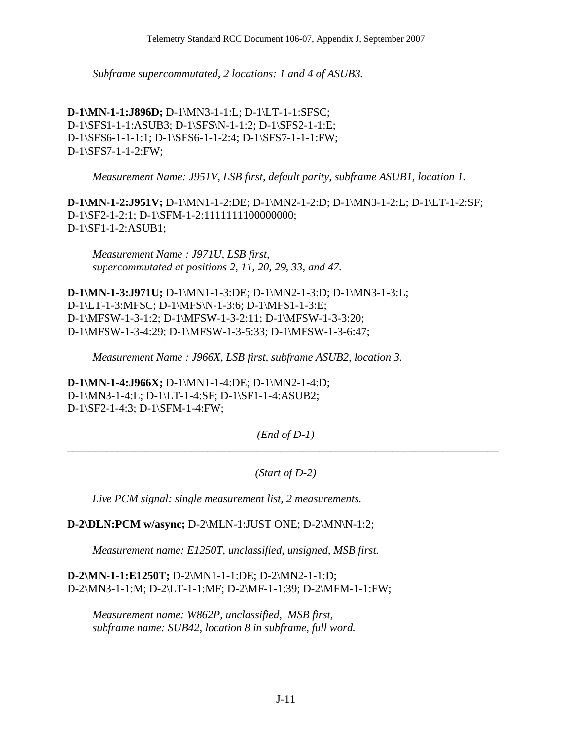*Subframe supercommutated, 2 locations: 1 and 4 of ASUB3.*

**D-1\MN-1-1:J896D;** D-1\MN3-1-1:L; D-1\LT-1-1:SFSC;
D-1\SFS1-1-1:ASUB3; D-1\SFS\N-1-1:2; D-1\SFS2-1-1:E;
D-1\SFS6-1-1-1:1; D-1\SFS6-1-1-2:4; D-1\SFS7-1-1-1:FW;
D-1\SFS7-1-1-2:FW;

*Measurement Name: J951V, LSB first, default parity, subframe ASUB1, location 1.*

**D-1\MN-1-2:J951V;** D-1\MN1-1-2:DE; D-1\MN2-1-2:D; D-1\MN3-1-2:L; D-1\LT-1-2:SF;
D-1\SF2-1-2:1; D-1\SFM-1-2:1111111100000000;
D-1\SF1-1-2:ASUB1;

*Measurement Name : J971U, LSB first,*
*supercommutated at positions 2, 11, 20, 29, 33, and 47.*

**D-1\MN-1-3:J971U;** D-1\MN1-1-3:DE; D-1\MN2-1-3:D; D-1\MN3-1-3:L;
D-1\LT-1-3:MFSC; D-1\MFS\N-1-3:6; D-1\MFS1-1-3:E;
D-1\MFSW-1-3-1:2; D-1\MFSW-1-3-2:11; D-1\MFSW-1-3-3:20;
D-1\MFSW-1-3-4:29; D-1\MFSW-1-3-5:33; D-1\MFSW-1-3-6:47;

*Measurement Name : J966X, LSB first, subframe ASUB2, location 3.*

**D-1\MN-1-4:J966X;** D-1\MN1-1-4:DE; D-1\MN2-1-4:D;
D-1\MN3-1-4:L; D-1\LT-1-4:SF; D-1\SF1-1-4:ASUB2;
D-1\SF2-1-4:3; D-1\SFM-1-4:FW;

*(End of D-1)*

---

*(Start of D-2)*

*Live PCM signal: single measurement list, 2 measurements.*

**D-2\DLN:PCM w/async;** D-2\MLN-1:JUST ONE; D-2\MN\N-1:2;

*Measurement name: E1250T, unclassified, unsigned, MSB first.*

**D-2\MN-1-1:E1250T;** D-2\MN1-1-1:DE; D-2\MN2-1-1:D;
D-2\MN3-1-1:M; D-2\LT-1-1:MF; D-2\MF-1-1:39; D-2\MFM-1-1:FW;

*Measurement name: W862P, unclassified, MSB first,*
*subframe name: SUB42, location 8 in subframe, full word.*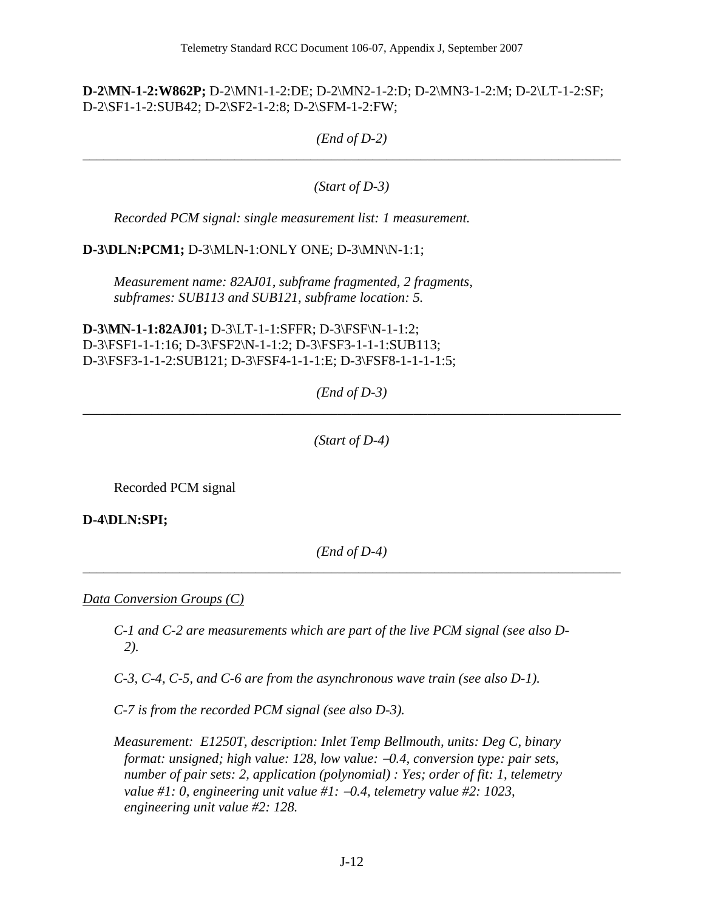**D-2\MN-1-2:W862P;** D-2\MN1-1-2:DE; D-2\MN2-1-2:D; D-2\MN3-1-2:M; D-2\LT-1-2:SF; D-2\SF1-1-2:SUB42; D-2\SF2-1-2:8; D-2\SFM-1-2:FW;

*(End of D-2)*

---

*(Start of D-3)*

*Recorded PCM signal: single measurement list: 1 measurement.*

**D-3\DLN:PCM1;** D-3\MLN-1:ONLY ONE; D-3\MN\N-1:1;

*Measurement name: 82AJ01, subframe fragmented, 2 fragments, subframes: SUB113 and SUB121, subframe location: 5.*

**D-3\MN-1-1:82AJ01;** D-3\LT-1-1:SFFR; D-3\FSF\N-1-1:2; D-3\FSF1-1-1:16; D-3\FSF2\N-1-1:2; D-3\FSF3-1-1-1:SUB113; D-3\FSF3-1-1-2:SUB121; D-3\FSF4-1-1-1:E; D-3\FSF8-1-1-1-1:5;

*(End of D-3)*

---

*(Start of D-4)*

Recorded PCM signal

**D-4\DLN:SPI;**

*(End of D-4)*

---

<u>*Data Conversion Groups (C)*</u>

*C-1 and C-2 are measurements which are part of the live PCM signal (see also D-2).*

*C-3, C-4, C-5, and C-6 are from the asynchronous wave train (see also D-1).*

*C-7 is from the recorded PCM signal (see also D-3).*

*Measurement: E1250T, description: Inlet Temp Bellmouth, units: Deg C, binary format: unsigned; high value: 128, low value: –0.4, conversion type: pair sets, number of pair sets: 2, application (polynomial) : Yes; order of fit: 1, telemetry value #1: 0, engineering unit value #1: –0.4, telemetry value #2: 1023, engineering unit value #2: 128.*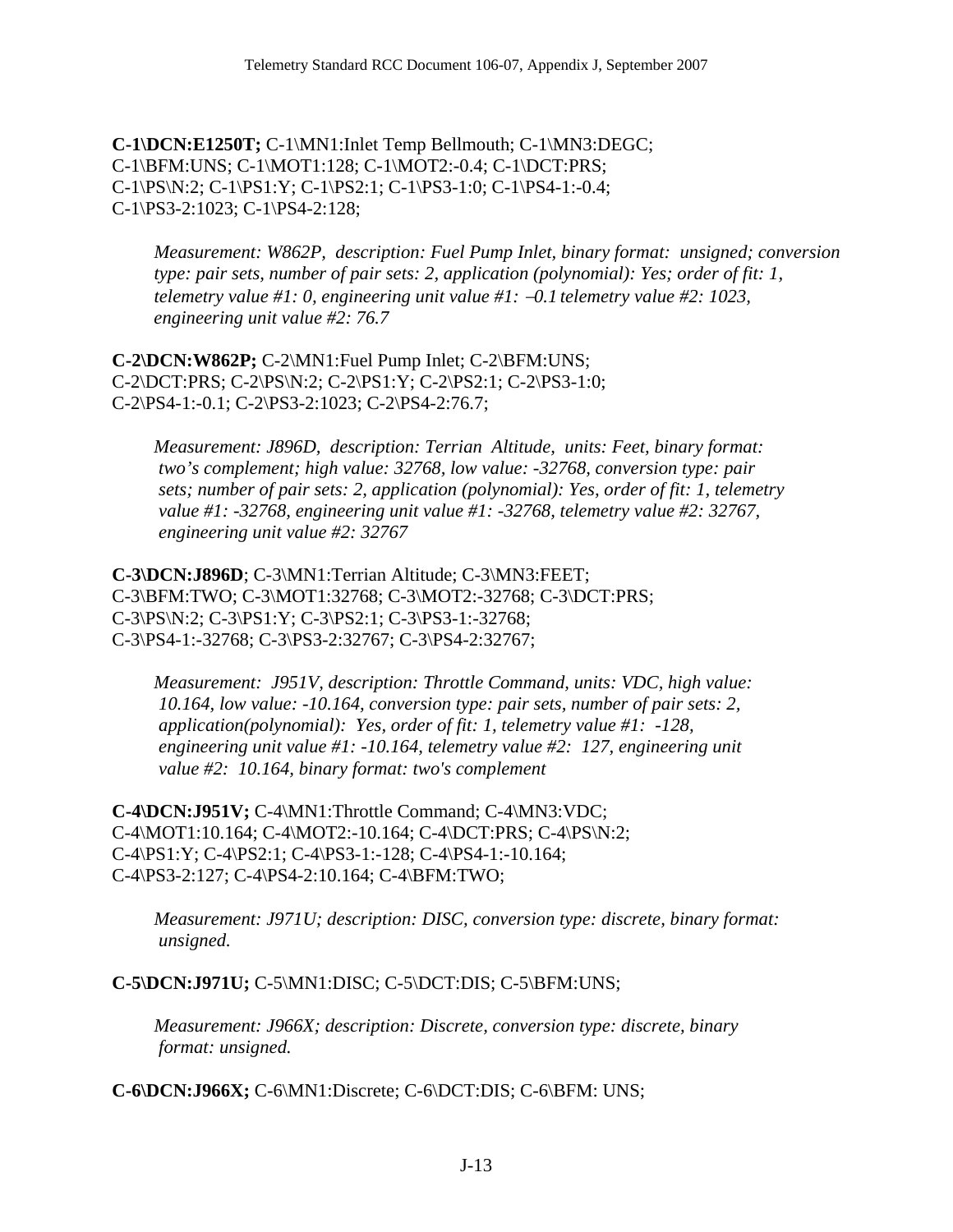**C-1\DCN:E1250T;** C-1\MN1:Inlet Temp Bellmouth; C-1\MN3:DEGC; C-1\BFM:UNS; C-1\MOT1:128; C-1\MOT2:-0.4; C-1\DCT:PRS; C-1\PS\N:2; C-1\PS1:Y; C-1\PS2:1; C-1\PS3-1:0; C-1\PS4-1:-0.4; C-1\PS3-2:1023; C-1\PS4-2:128;

> *Measurement: W862P, description: Fuel Pump Inlet, binary format: unsigned; conversion type: pair sets, number of pair sets: 2, application (polynomial): Yes; order of fit: 1, telemetry value #1: 0, engineering unit value #1: –0.1 telemetry value #2: 1023, engineering unit value #2: 76.7*

**C-2\DCN:W862P;** C-2\MN1:Fuel Pump Inlet; C-2\BFM:UNS; C-2\DCT:PRS; C-2\PS\N:2; C-2\PS1:Y; C-2\PS2:1; C-2\PS3-1:0; C-2\PS4-1:-0.1; C-2\PS3-2:1023; C-2\PS4-2:76.7;

> *Measurement: J896D, description: Terrian Altitude, units: Feet, binary format: two's complement; high value: 32768, low value: -32768, conversion type: pair sets; number of pair sets: 2, application (polynomial): Yes, order of fit: 1, telemetry value #1: -32768, engineering unit value #1: -32768, telemetry value #2: 32767, engineering unit value #2: 32767*

**C-3\DCN:J896D**; C-3\MN1:Terrian Altitude; C-3\MN3:FEET; C-3\BFM:TWO; C-3\MOT1:32768; C-3\MOT2:-32768; C-3\DCT:PRS; C-3\PS\N:2; C-3\PS1:Y; C-3\PS2:1; C-3\PS3-1:-32768; C-3\PS4-1:-32768; C-3\PS3-2:32767; C-3\PS4-2:32767;

> *Measurement: J951V, description: Throttle Command, units: VDC, high value: 10.164, low value: -10.164, conversion type: pair sets, number of pair sets: 2, application(polynomial): Yes, order of fit: 1, telemetry value #1: -128, engineering unit value #1: -10.164, telemetry value #2: 127, engineering unit value #2: 10.164, binary format: two's complement*

**C-4\DCN:J951V;** C-4\MN1:Throttle Command; C-4\MN3:VDC; C-4\MOT1:10.164; C-4\MOT2:-10.164; C-4\DCT:PRS; C-4\PS\N:2; C-4\PS1:Y; C-4\PS2:1; C-4\PS3-1:-128; C-4\PS4-1:-10.164; C-4\PS3-2:127; C-4\PS4-2:10.164; C-4\BFM:TWO;

> *Measurement: J971U; description: DISC, conversion type: discrete, binary format: unsigned.*

**C-5\DCN:J971U;** C-5\MN1:DISC; C-5\DCT:DIS; C-5\BFM:UNS;

> *Measurement: J966X; description: Discrete, conversion type: discrete, binary format: unsigned.*

**C-6\DCN:J966X;** C-6\MN1:Discrete; C-6\DCT:DIS; C-6\BFM: UNS;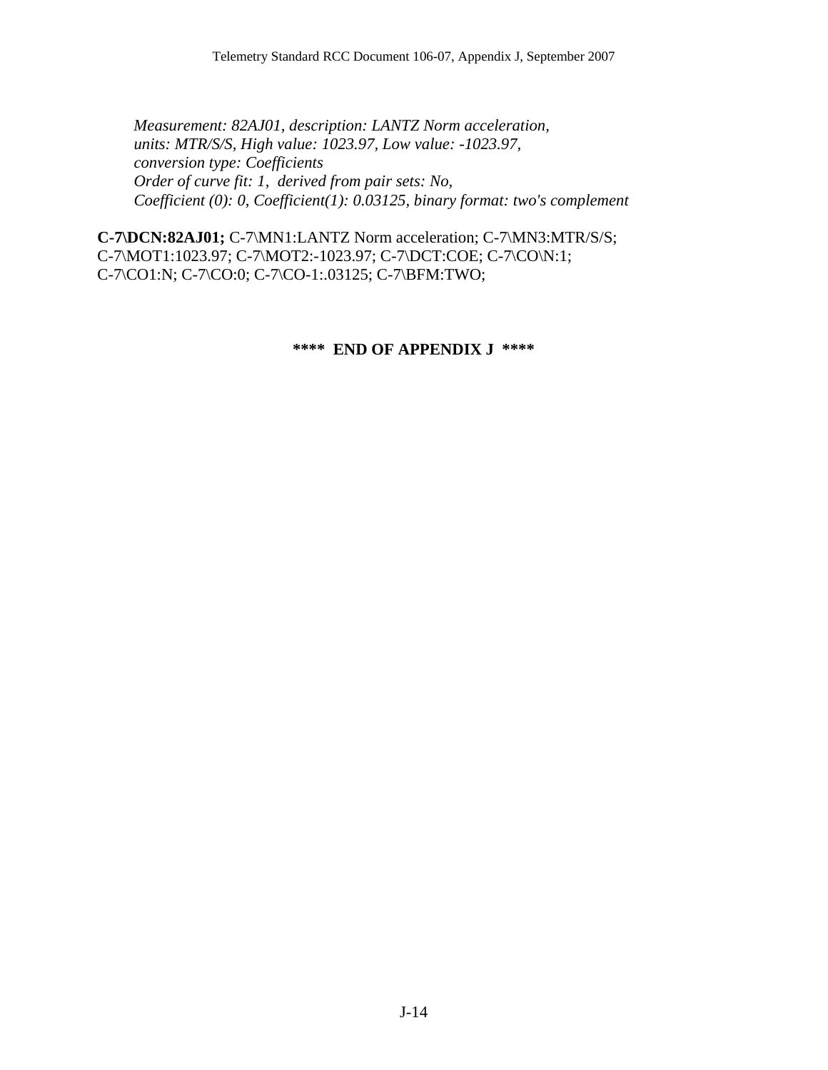*Measurement: 82AJ01, description: LANTZ Norm acceleration, units: MTR/S/S, High value: 1023.97, Low value: -1023.97, conversion type: Coefficients*
*Order of curve fit: 1, derived from pair sets: No,*
*Coefficient (0): 0, Coefficient(1): 0.03125, binary format: two's complement*

**C-7\DCN:82AJ01;** C-7\MN1:LANTZ Norm acceleration; C-7\MN3:MTR/S/S; C-7\MOT1:1023.97; C-7\MOT2:-1023.97; C-7\DCT:COE; C-7\CO\N:1; C-7\CO1:N; C-7\CO:0; C-7\CO-1:.03125; C-7\BFM:TWO;

**\*\*\*\* END OF APPENDIX J \*\*\*\***